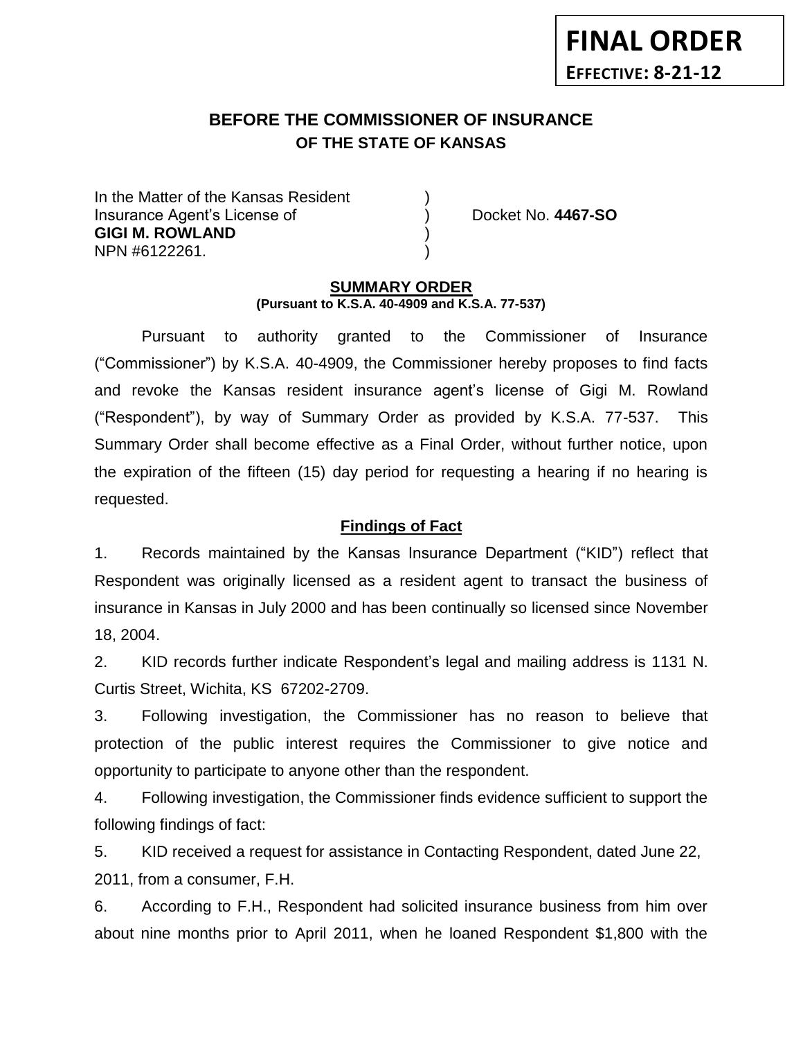**FINAL ORDER**
**EFFECTIVE: 8-21-12**

# BEFORE THE COMMISSIONER OF INSURANCE
## OF THE STATE OF KANSAS

In the Matter of the Kansas Resident )
Insurance Agent's License of ) Docket No. **4467-SO**
**GIGI M. ROWLAND** )
NPN #6122261. )

**SUMMARY ORDER**
**(Pursuant to K.S.A. 40-4909 and K.S.A. 77-537)**

Pursuant to authority granted to the Commissioner of Insurance ("Commissioner") by K.S.A. 40-4909, the Commissioner hereby proposes to find facts and revoke the Kansas resident insurance agent's license of Gigi M. Rowland ("Respondent"), by way of Summary Order as provided by K.S.A. 77-537. This Summary Order shall become effective as a Final Order, without further notice, upon the expiration of the fifteen (15) day period for requesting a hearing if no hearing is requested.

**Findings of Fact**

1. Records maintained by the Kansas Insurance Department ("KID") reflect that Respondent was originally licensed as a resident agent to transact the business of insurance in Kansas in July 2000 and has been continually so licensed since November 18, 2004.

2. KID records further indicate Respondent's legal and mailing address is 1131 N. Curtis Street, Wichita, KS 67202-2709.

3. Following investigation, the Commissioner has no reason to believe that protection of the public interest requires the Commissioner to give notice and opportunity to participate to anyone other than the respondent.

4. Following investigation, the Commissioner finds evidence sufficient to support the following findings of fact:

5. KID received a request for assistance in Contacting Respondent, dated June 22, 2011, from a consumer, F.H.

6. According to F.H., Respondent had solicited insurance business from him over about nine months prior to April 2011, when he loaned Respondent $1,800 with the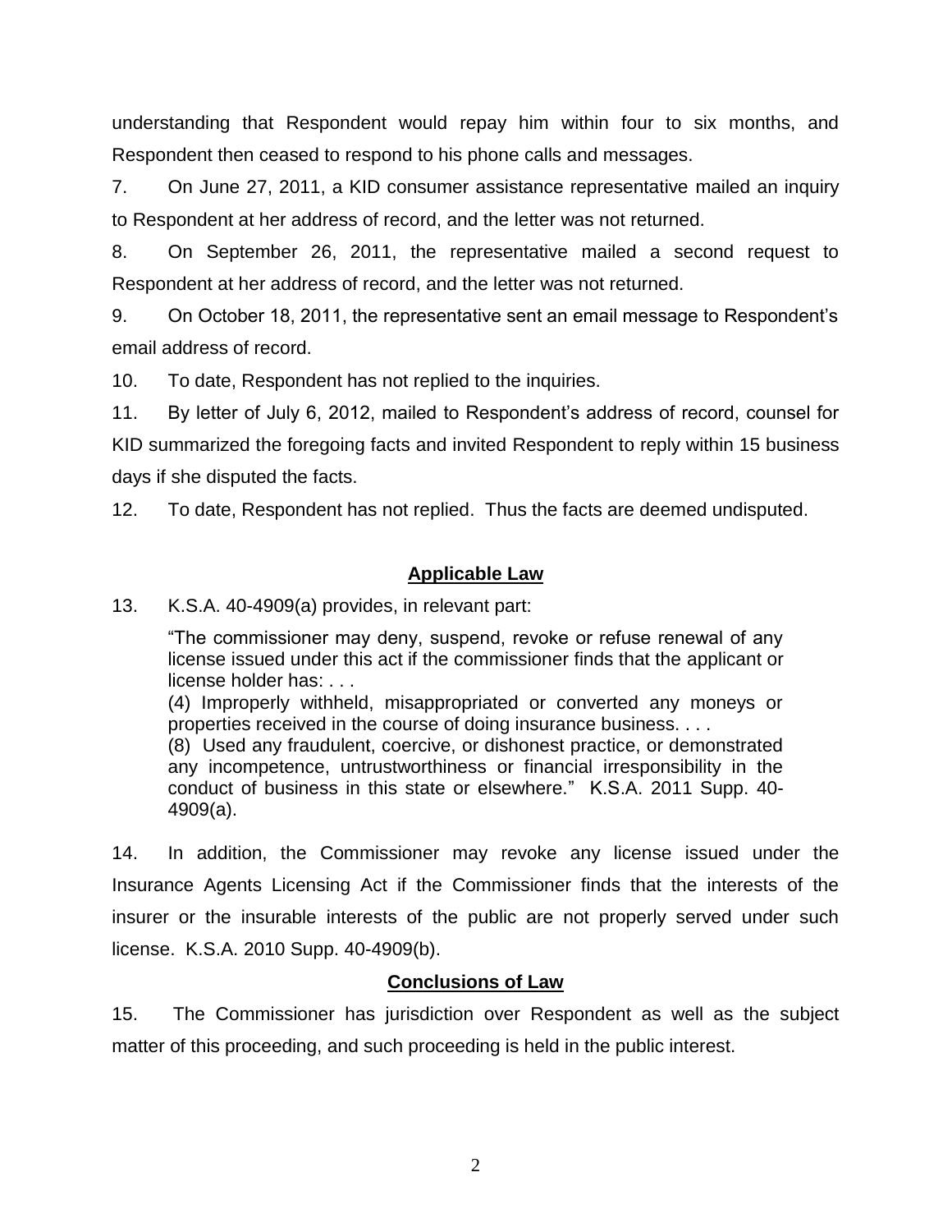understanding that Respondent would repay him within four to six months, and Respondent then ceased to respond to his phone calls and messages.

7. On June 27, 2011, a KID consumer assistance representative mailed an inquiry to Respondent at her address of record, and the letter was not returned.

8. On September 26, 2011, the representative mailed a second request to Respondent at her address of record, and the letter was not returned.

9. On October 18, 2011, the representative sent an email message to Respondent's email address of record.

10. To date, Respondent has not replied to the inquiries.

11. By letter of July 6, 2012, mailed to Respondent's address of record, counsel for KID summarized the foregoing facts and invited Respondent to reply within 15 business days if she disputed the facts.

12. To date, Respondent has not replied. Thus the facts are deemed undisputed.

## **Applicable Law**

13. K.S.A. 40-4909(a) provides, in relevant part:

> "The commissioner may deny, suspend, revoke or refuse renewal of any license issued under this act if the commissioner finds that the applicant or license holder has: . . .
> (4) Improperly withheld, misappropriated or converted any moneys or properties received in the course of doing insurance business. . . .
> (8) Used any fraudulent, coercive, or dishonest practice, or demonstrated any incompetence, untrustworthiness or financial irresponsibility in the conduct of business in this state or elsewhere." K.S.A. 2011 Supp. 40-4909(a).

14. In addition, the Commissioner may revoke any license issued under the Insurance Agents Licensing Act if the Commissioner finds that the interests of the insurer or the insurable interests of the public are not properly served under such license. K.S.A. 2010 Supp. 40-4909(b).

## **Conclusions of Law**

15. The Commissioner has jurisdiction over Respondent as well as the subject matter of this proceeding, and such proceeding is held in the public interest.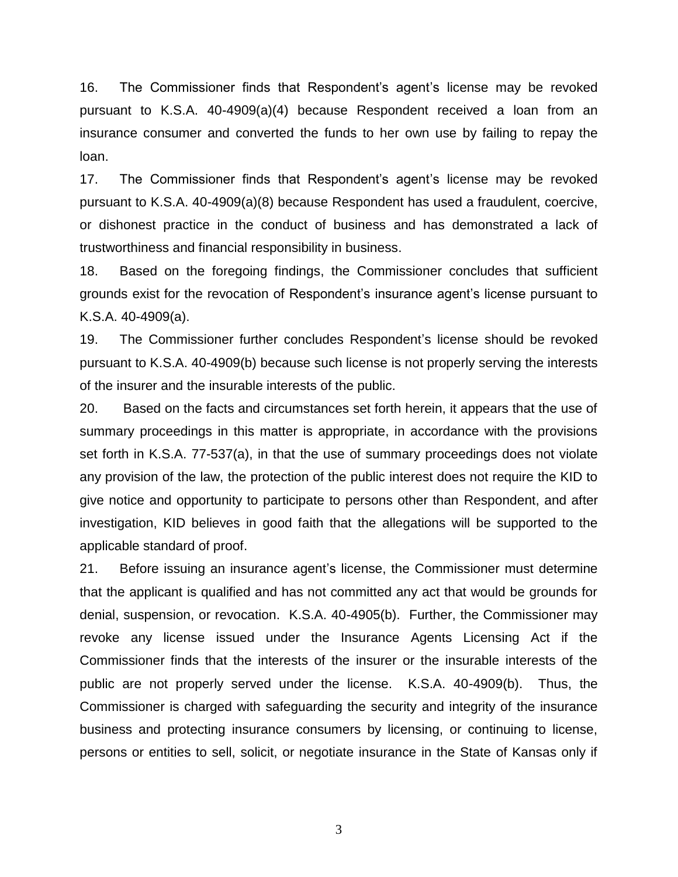16. The Commissioner finds that Respondent's agent's license may be revoked pursuant to K.S.A. 40-4909(a)(4) because Respondent received a loan from an insurance consumer and converted the funds to her own use by failing to repay the loan.

17. The Commissioner finds that Respondent's agent's license may be revoked pursuant to K.S.A. 40-4909(a)(8) because Respondent has used a fraudulent, coercive, or dishonest practice in the conduct of business and has demonstrated a lack of trustworthiness and financial responsibility in business.

18. Based on the foregoing findings, the Commissioner concludes that sufficient grounds exist for the revocation of Respondent's insurance agent's license pursuant to K.S.A. 40-4909(a).

19. The Commissioner further concludes Respondent's license should be revoked pursuant to K.S.A. 40-4909(b) because such license is not properly serving the interests of the insurer and the insurable interests of the public.

20. Based on the facts and circumstances set forth herein, it appears that the use of summary proceedings in this matter is appropriate, in accordance with the provisions set forth in K.S.A. 77-537(a), in that the use of summary proceedings does not violate any provision of the law, the protection of the public interest does not require the KID to give notice and opportunity to participate to persons other than Respondent, and after investigation, KID believes in good faith that the allegations will be supported to the applicable standard of proof.

21. Before issuing an insurance agent's license, the Commissioner must determine that the applicant is qualified and has not committed any act that would be grounds for denial, suspension, or revocation. K.S.A. 40-4905(b). Further, the Commissioner may revoke any license issued under the Insurance Agents Licensing Act if the Commissioner finds that the interests of the insurer or the insurable interests of the public are not properly served under the license. K.S.A. 40-4909(b). Thus, the Commissioner is charged with safeguarding the security and integrity of the insurance business and protecting insurance consumers by licensing, or continuing to license, persons or entities to sell, solicit, or negotiate insurance in the State of Kansas only if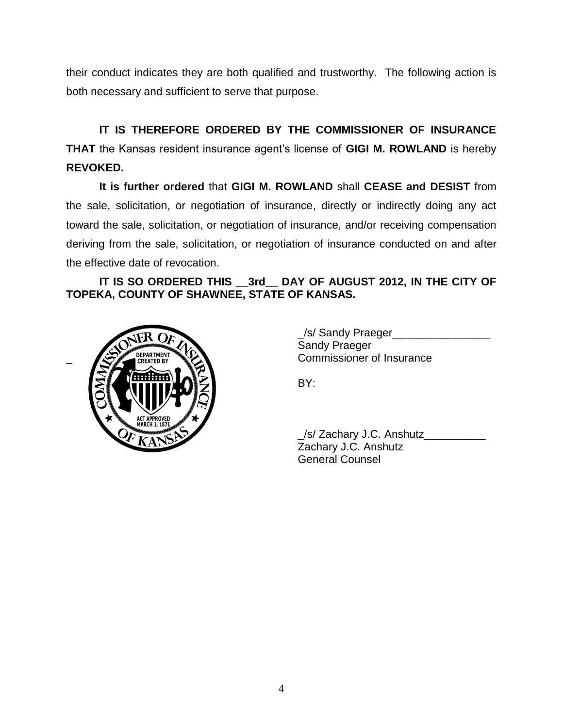their conduct indicates they are both qualified and trustworthy. The following action is both necessary and sufficient to serve that purpose.

**IT IS THEREFORE ORDERED BY THE COMMISSIONER OF INSURANCE THAT** the Kansas resident insurance agent's license of **GIGI M. ROWLAND** is hereby **REVOKED.**

**It is further ordered** that **GIGI M. ROWLAND** shall **CEASE and DESIST** from the sale, solicitation, or negotiation of insurance, directly or indirectly doing any act toward the sale, solicitation, or negotiation of insurance, and/or receiving compensation deriving from the sale, solicitation, or negotiation of insurance conducted on and after the effective date of revocation.

**IT IS SO ORDERED THIS __3rd__ DAY OF AUGUST 2012, IN THE CITY OF TOPEKA, COUNTY OF SHAWNEE, STATE OF KANSAS.**

_/s/ Sandy Praeger________________
Sandy Praeger
Commissioner of Insurance

BY:

_/s/ Zachary J.C. Anshutz__________
Zachary J.C. Anshutz
General Counsel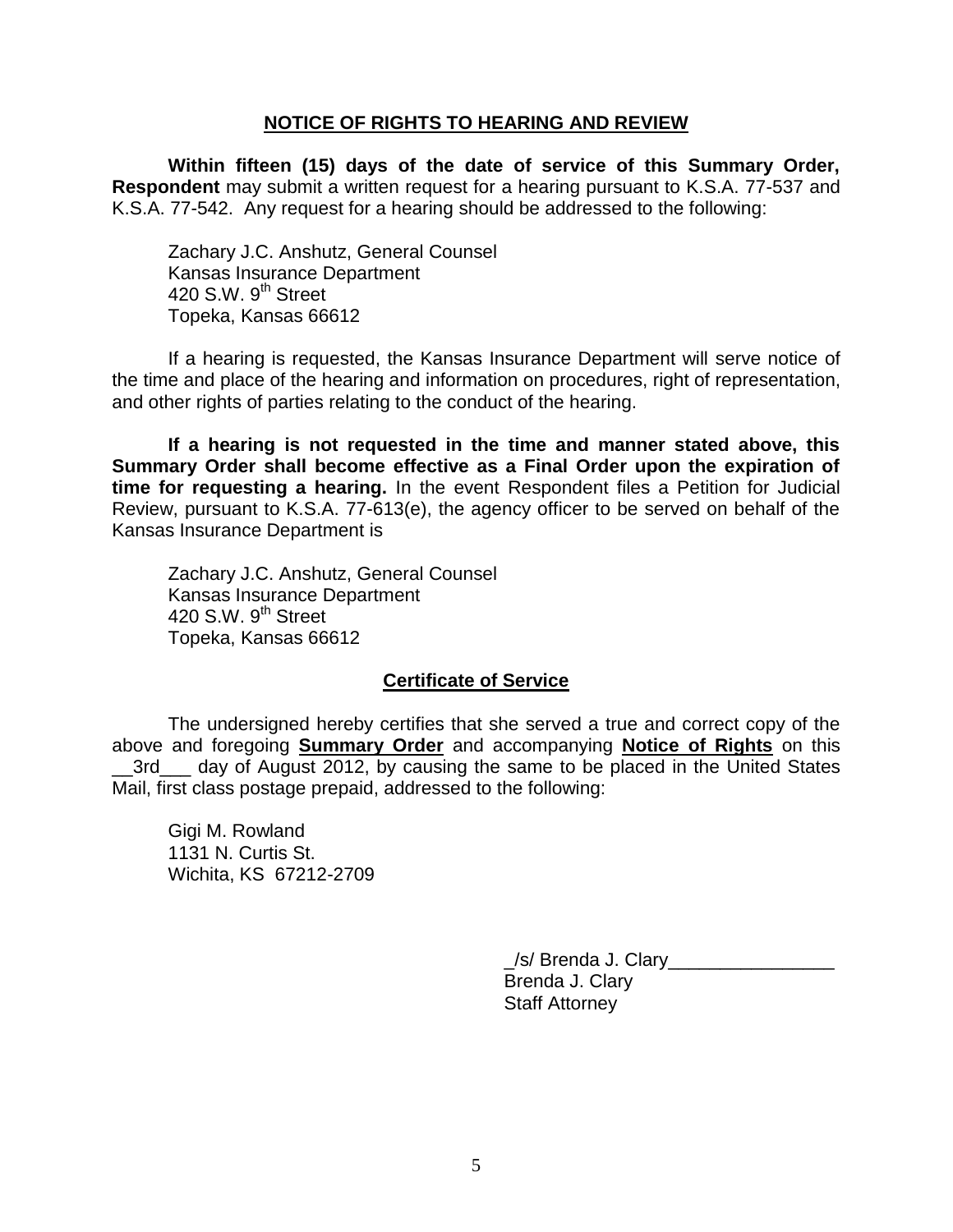## NOTICE OF RIGHTS TO HEARING AND REVIEW

**Within fifteen (15) days of the date of service of this Summary Order, Respondent** may submit a written request for a hearing pursuant to K.S.A. 77-537 and K.S.A. 77-542. Any request for a hearing should be addressed to the following:

Zachary J.C. Anshutz, General Counsel
Kansas Insurance Department
420 S.W. 9th Street
Topeka, Kansas 66612

If a hearing is requested, the Kansas Insurance Department will serve notice of the time and place of the hearing and information on procedures, right of representation, and other rights of parties relating to the conduct of the hearing.

**If a hearing is not requested in the time and manner stated above, this Summary Order shall become effective as a Final Order upon the expiration of time for requesting a hearing.** In the event Respondent files a Petition for Judicial Review, pursuant to K.S.A. 77-613(e), the agency officer to be served on behalf of the Kansas Insurance Department is

Zachary J.C. Anshutz, General Counsel
Kansas Insurance Department
420 S.W. 9th Street
Topeka, Kansas 66612

## Certificate of Service

The undersigned hereby certifies that she served a true and correct copy of the above and foregoing **Summary Order** and accompanying **Notice of Rights** on this __3rd___ day of August 2012, by causing the same to be placed in the United States Mail, first class postage prepaid, addressed to the following:

Gigi M. Rowland
1131 N. Curtis St.
Wichita, KS 67212-2709

_/s/ Brenda J. Clary________________
Brenda J. Clary
Staff Attorney